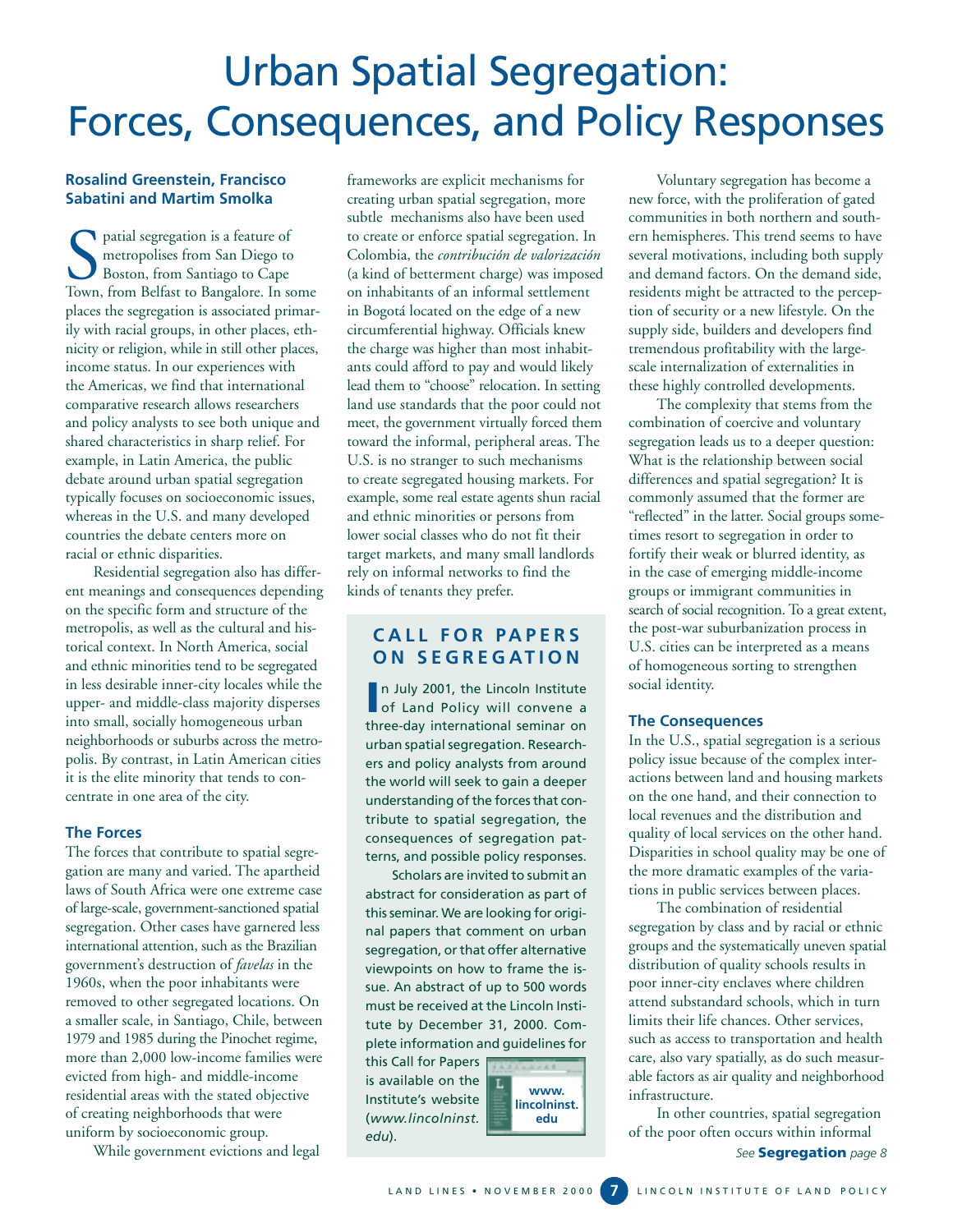# Urban Spatial Segregation: Forces, Consequences, and Policy Responses

**Rosalind Greenstein, Francisco Sabatini and Martim Smolka**

Spatial segregation is a feature of metropolises from San Diego to Boston, from Santiago to Cape Town, from Belfast to Bangalore. In some places the segregation is associated primarily with racial groups, in other places, ethnicity or religion, while in still other places, income status. In our experiences with the Americas, we find that international comparative research allows researchers and policy analysts to see both unique and shared characteristics in sharp relief. For example, in Latin America, the public debate around urban spatial segregation typically focuses on socioeconomic issues, whereas in the U.S. and many developed countries the debate centers more on racial or ethnic disparities.

Residential segregation also has different meanings and consequences depending on the specific form and structure of the metropolis, as well as the cultural and historical context. In North America, social and ethnic minorities tend to be segregated in less desirable inner-city locales while the upper- and middle-class majority disperses into small, socially homogeneous urban neighborhoods or suburbs across the metropolis. By contrast, in Latin American cities it is the elite minority that tends to concentrate in one area of the city.

## The Forces

The forces that contribute to spatial segregation are many and varied. The apartheid laws of South Africa were one extreme case of large-scale, government-sanctioned spatial segregation. Other cases have garnered less international attention, such as the Brazilian government's destruction of *favelas* in the 1960s, when the poor inhabitants were removed to other segregated locations. On a smaller scale, in Santiago, Chile, between 1979 and 1985 during the Pinochet regime, more than 2,000 low-income families were evicted from high- and middle-income residential areas with the stated objective of creating neighborhoods that were uniform by socioeconomic group.

While government evictions and legal frameworks are explicit mechanisms for creating urban spatial segregation, more subtle mechanisms also have been used to create or enforce spatial segregation. In Colombia, the *contribución de valorización* (a kind of betterment charge) was imposed on inhabitants of an informal settlement in Bogotá located on the edge of a new circumferential highway. Officials knew the charge was higher than most inhabitants could afford to pay and would likely lead them to "choose" relocation. In setting land use standards that the poor could not meet, the government virtually forced them toward the informal, peripheral areas. The U.S. is no stranger to such mechanisms to create segregated housing markets. For example, some real estate agents shun racial and ethnic minorities or persons from lower social classes who do not fit their target markets, and many small landlords rely on informal networks to find the kinds of tenants they prefer.

Voluntary segregation has become a new force, with the proliferation of gated communities in both northern and southern hemispheres. This trend seems to have several motivations, including both supply and demand factors. On the demand side, residents might be attracted to the perception of security or a new lifestyle. On the supply side, builders and developers find tremendous profitability with the large-scale internalization of externalities in these highly controlled developments.

The complexity that stems from the combination of coercive and voluntary segregation leads us to a deeper question: What is the relationship between social differences and spatial segregation? It is commonly assumed that the former are "reflected" in the latter. Social groups sometimes resort to segregation in order to fortify their weak or blurred identity, as in the case of emerging middle-income groups or immigrant communities in search of social recognition. To a great extent, the post-war suburbanization process in U.S. cities can be interpreted as a means of homogeneous sorting to strengthen social identity.

## The Consequences

In the U.S., spatial segregation is a serious policy issue because of the complex interactions between land and housing markets on the one hand, and their connection to local revenues and the distribution and quality of local services on the other hand. Disparities in school quality may be one of the more dramatic examples of the variations in public services between places.

The combination of residential segregation by class and by racial or ethnic groups and the systematically uneven spatial distribution of quality schools results in poor inner-city enclaves where children attend substandard schools, which in turn limits their life chances. Other services, such as access to transportation and health care, also vary spatially, as do such measurable factors as air quality and neighborhood infrastructure.

In other countries, spatial segregation of the poor often occurs within informal

*See* **Segregation** *page 8*

---

### CALL FOR PAPERS ON SEGREGATION

In July 2001, the Lincoln Institute of Land Policy will convene a three-day international seminar on urban spatial segregation. Researchers and policy analysts from around the world will seek to gain a deeper understanding of the forces that contribute to spatial segregation, the consequences of segregation patterns, and possible policy responses.

Scholars are invited to submit an abstract for consideration as part of this seminar. We are looking for original papers that comment on urban segregation, or that offer alternative viewpoints on how to frame the issue. An abstract of up to 500 words must be received at the Lincoln Institute by December 31, 2000. Complete information and guidelines for this Call for Papers is available on the Institute's website (*www.lincolninst.edu*).

www.lincolninst.edu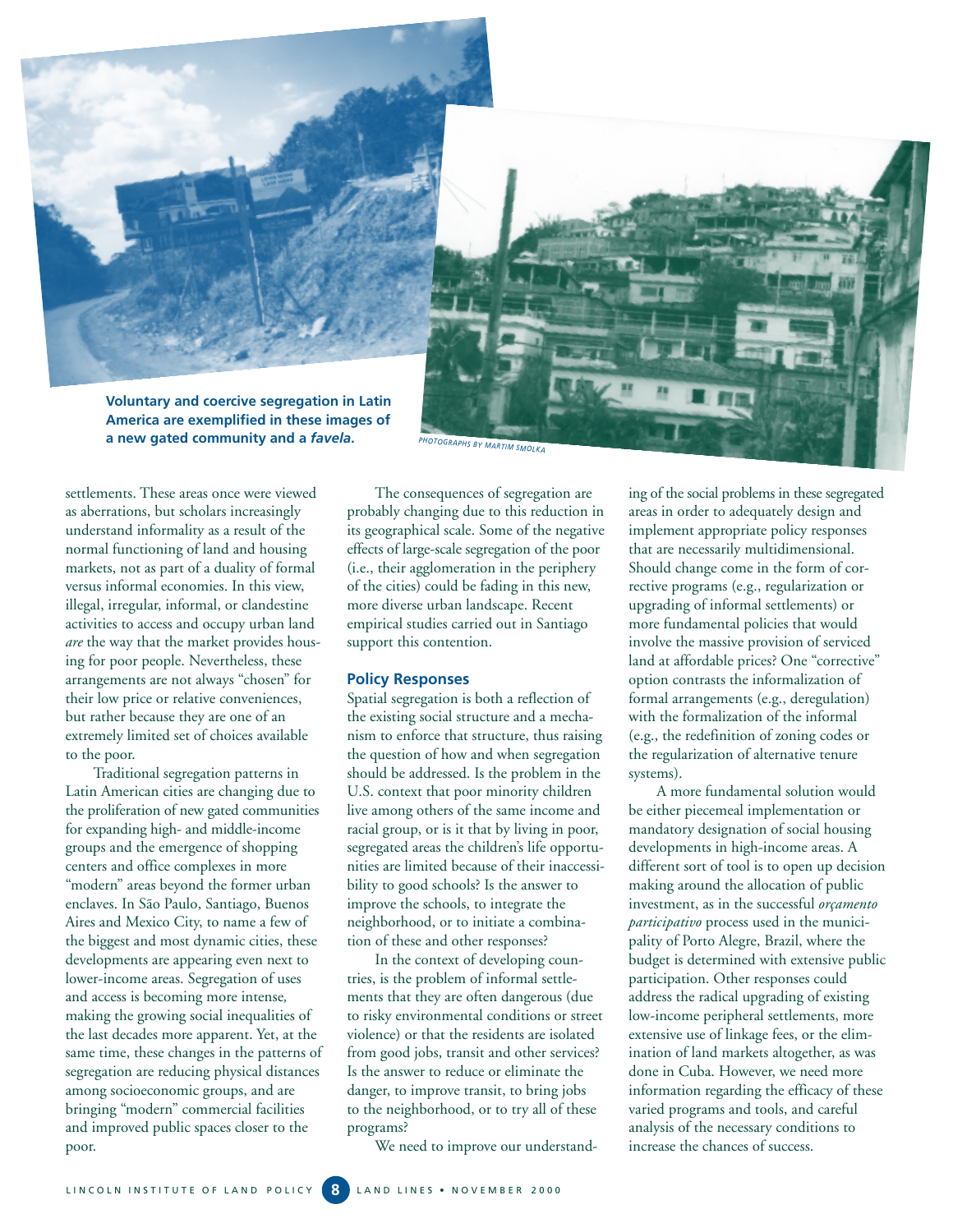**Voluntary and coercive segregation in Latin America are exemplified in these images of a new gated community and a *favela*.**

PHOTOGRAPHS BY MARTIM SMOLKA

settlements. These areas once were viewed as aberrations, but scholars increasingly understand informality as a result of the normal functioning of land and housing markets, not as part of a duality of formal versus informal economies. In this view, illegal, irregular, informal, or clandestine activities to access and occupy urban land *are* the way that the market provides housing for poor people. Nevertheless, these arrangements are not always "chosen" for their low price or relative conveniences, but rather because they are one of an extremely limited set of choices available to the poor.

Traditional segregation patterns in Latin American cities are changing due to the proliferation of new gated communities for expanding high- and middle-income groups and the emergence of shopping centers and office complexes in more "modern" areas beyond the former urban enclaves. In São Paulo, Santiago, Buenos Aires and Mexico City, to name a few of the biggest and most dynamic cities, these developments are appearing even next to lower-income areas. Segregation of uses and access is becoming more intense, making the growing social inequalities of the last decades more apparent. Yet, at the same time, these changes in the patterns of segregation are reducing physical distances among socioeconomic groups, and are bringing "modern" commercial facilities and improved public spaces closer to the poor.

The consequences of segregation are probably changing due to this reduction in its geographical scale. Some of the negative effects of large-scale segregation of the poor (i.e., their agglomeration in the periphery of the cities) could be fading in this new, more diverse urban landscape. Recent empirical studies carried out in Santiago support this contention.

### Policy Responses

Spatial segregation is both a reflection of the existing social structure and a mechanism to enforce that structure, thus raising the question of how and when segregation should be addressed. Is the problem in the U.S. context that poor minority children live among others of the same income and racial group, or is it that by living in poor, segregated areas the children's life opportunities are limited because of their inaccessibility to good schools? Is the answer to improve the schools, to integrate the neighborhood, or to initiate a combination of these and other responses?

In the context of developing countries, is the problem of informal settlements that they are often dangerous (due to risky environmental conditions or street violence) or that the residents are isolated from good jobs, transit and other services? Is the answer to reduce or eliminate the danger, to improve transit, to bring jobs to the neighborhood, or to try all of these programs?

We need to improve our understanding of the social problems in these segregated areas in order to adequately design and implement appropriate policy responses that are necessarily multidimensional. Should change come in the form of corrective programs (e.g., regularization or upgrading of informal settlements) or more fundamental policies that would involve the massive provision of serviced land at affordable prices? One "corrective" option contrasts the informalization of formal arrangements (e.g., deregulation) with the formalization of the informal (e.g., the redefinition of zoning codes or the regularization of alternative tenure systems).

A more fundamental solution would be either piecemeal implementation or mandatory designation of social housing developments in high-income areas. A different sort of tool is to open up decision making around the allocation of public investment, as in the successful *orçamento participativo* process used in the municipality of Porto Alegre, Brazil, where the budget is determined with extensive public participation. Other responses could address the radical upgrading of existing low-income peripheral settlements, more extensive use of linkage fees, or the elimination of land markets altogether, as was done in Cuba. However, we need more information regarding the efficacy of these varied programs and tools, and careful analysis of the necessary conditions to increase the chances of success.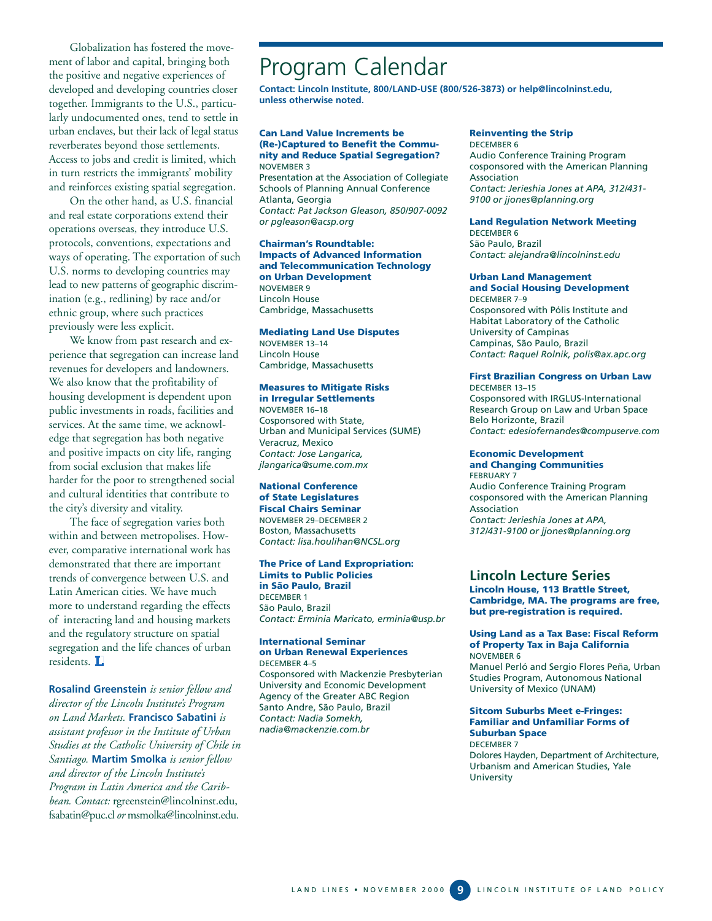Globalization has fostered the movement of labor and capital, bringing both the positive and negative experiences of developed and developing countries closer together. Immigrants to the U.S., particularly undocumented ones, tend to settle in urban enclaves, but their lack of legal status reverberates beyond those settlements. Access to jobs and credit is limited, which in turn restricts the immigrants' mobility and reinforces existing spatial segregation.

On the other hand, as U.S. financial and real estate corporations extend their operations overseas, they introduce U.S. protocols, conventions, expectations and ways of operating. The exportation of such U.S. norms to developing countries may lead to new patterns of geographic discrimination (e.g., redlining) by race and/or ethnic group, where such practices previously were less explicit.

We know from past research and experience that segregation can increase land revenues for developers and landowners. We also know that the profitability of housing development is dependent upon public investments in roads, facilities and services. At the same time, we acknowledge that segregation has both negative and positive impacts on city life, ranging from social exclusion that makes life harder for the poor to strengthened social and cultural identities that contribute to the city's diversity and vitality.

The face of segregation varies both within and between metropolises. However, comparative international work has demonstrated that there are important trends of convergence between U.S. and Latin American cities. We have much more to understand regarding the effects of interacting land and housing markets and the regulatory structure on spatial segregation and the life chances of urban residents.

**Rosalind Greenstein** *is senior fellow and director of the Lincoln Institute's Program on Land Markets.* **Francisco Sabatini** *is assistant professor in the Institute of Urban Studies at the Catholic University of Chile in Santiago.* **Martim Smolka** *is senior fellow and director of the Lincoln Institute's Program in Latin America and the Caribbean. Contact:* rgreenstein@lincolninst.edu, fsabatin@puc.cl *or* msmolka@lincolninst.edu.

# Program Calendar

**Contact: Lincoln Institute, 800/LAND-USE (800/526-3873) or help@lincolninst.edu, unless otherwise noted.**

**Can Land Value Increments be (Re-)Captured to Benefit the Community and Reduce Spatial Segregation?**
NOVEMBER 3
Presentation at the Association of Collegiate Schools of Planning Annual Conference
Atlanta, Georgia
*Contact: Pat Jackson Gleason, 850/907-0092 or pgleason@acsp.org*

**Chairman's Roundtable: Impacts of Advanced Information and Telecommunication Technology on Urban Development**
NOVEMBER 9
Lincoln House
Cambridge, Massachusetts

**Mediating Land Use Disputes**
NOVEMBER 13–14
Lincoln House
Cambridge, Massachusetts

**Measures to Mitigate Risks in Irregular Settlements**
NOVEMBER 16–18
Cosponsored with State, Urban and Municipal Services (SUME)
Veracruz, Mexico
*Contact: Jose Langarica, jlangarica@sume.com.mx*

**National Conference of State Legislatures Fiscal Chairs Seminar**
NOVEMBER 29–DECEMBER 2
Boston, Massachusetts
*Contact: lisa.houlihan@NCSL.org*

**The Price of Land Expropriation: Limits to Public Policies in São Paulo, Brazil**
DECEMBER 1
São Paulo, Brazil
*Contact: Erminia Maricato, erminia@usp.br*

**International Seminar on Urban Renewal Experiences**
DECEMBER 4–5
Cosponsored with Mackenzie Presbyterian University and Economic Development Agency of the Greater ABC Region
Santo Andre, São Paulo, Brazil
*Contact: Nadia Somekh, nadia@mackenzie.com.br*

**Reinventing the Strip**
DECEMBER 6
Audio Conference Training Program cosponsored with the American Planning Association
*Contact: Jerieshia Jones at APA, 312/431-9100 or jjones@planning.org*

**Land Regulation Network Meeting**
DECEMBER 6
São Paulo, Brazil
*Contact: alejandra@lincolninst.edu*

**Urban Land Management and Social Housing Development**
DECEMBER 7–9
Cosponsored with Pólis Institute and Habitat Laboratory of the Catholic University of Campinas
Campinas, São Paulo, Brazil
*Contact: Raquel Rolnik, polis@ax.apc.org*

**First Brazilian Congress on Urban Law**
DECEMBER 13–15
Cosponsored with IRGLUS-International Research Group on Law and Urban Space
Belo Horizonte, Brazil
*Contact: edesiofernandes@compuserve.com*

**Economic Development and Changing Communities**
FEBRUARY 7
Audio Conference Training Program cosponsored with the American Planning Association
*Contact: Jerieshia Jones at APA, 312/431-9100 or jjones@planning.org*

## Lincoln Lecture Series

**Lincoln House, 113 Brattle Street, Cambridge, MA. The programs are free, but pre-registration is required.**

**Using Land as a Tax Base: Fiscal Reform of Property Tax in Baja California**
NOVEMBER 6
Manuel Perló and Sergio Flores Peña, Urban Studies Program, Autonomous National University of Mexico (UNAM)

**Sitcom Suburbs Meet e-Fringes: Familiar and Unfamiliar Forms of Suburban Space**
DECEMBER 7
Dolores Hayden, Department of Architecture, Urbanism and American Studies, Yale University